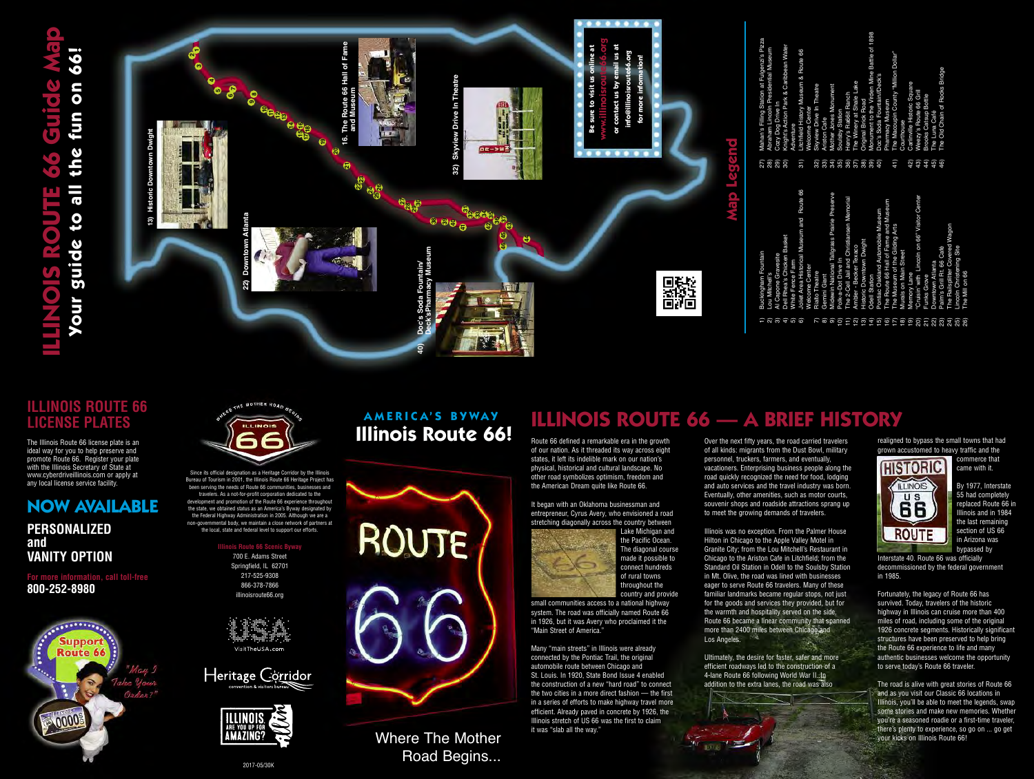# ILLINOIS ROUTE 66 Guide Map

**Your guide to all the fun on 66!**

13) Historic Downtown Dwight

16. The Route 66 Hall of Fame and Museum

22) Downtown Atlanta

32) Skyview Drive In Theatre

40) Doc's Soda Fountain/ Deck's Pharmacy Museum

Be sure to visit us online at www.illinoisroute66.org or contact us by email us at info@illinoisroute66.org for more information!

## Map Legend

1) Buckingham Fountain
2) Lou Mitchell's
3) Al Capone Gravesite
4) Dell Rhea's Chicken Basket
5) White Fence Farm
6) Joliet Area Historical Museum and Route 66 Welcome Center
7) Rialto Theatre
8) Gemini Giant
9) Midewin National Tallgrass Prairie Preserve
10) Polk-a-Dot Drive In
11) The 2-Cell Jail and Christiansen Memorial
12) Ambler - Becker Texaco
13) Historic Downtown Dwight
14) Odell Station
15) Pontiac Oakland Automobile Museum
16) The Route 66 Hall of Fame and Museum
17) The Museum of the Gilding Arts
18) Murals on Main Street
19) Memory Lane
20) "Cruisin' with Lincoln on 66" Visitor Center
21) Funks Grove
22) Downtown Atlanta
23) Palm's Grill Rt. 66 Café
24) The Railsplitter Covered Wagon
25) Lincoln Christening Site
26) The Mill on 66
27) Mahan's Filling Station at Fulgenzi's Pizza
28) Abraham Lincoln Presidential Museum
29) Cozy Dog Drive In
30) Knight's Action Park & Caribbean Water Adventure
31) Litchfield History Museum & Route 66 Welcome Center
32) Skyview Drive In Theatre
33) Ariston Cafe
34) Mother Jones Monument
35) Soulsby Station
36) Henry's Rabbit Ranch
37) The Winery at Shale Lake
38) Original Brick Road
39) Monument to the Virden Mine Battle of 1898
40) Doc's Soda Fountain/Deck's Pharmacy Museum
41) The Macoupin County "Million Dollar" Courthouse
42) Carlinville Historic Square
43) Weezy's Route 66 Grill
44) Brick Cottage Bottle
45) The Luna Café
46) The Old Chain of Rocks Bridge

## ILLINOIS ROUTE 66 LICENSE PLATES

The Illinois Route 66 license plate is an ideal way for you to help preserve and promote Route 66. Register your plate with the Illinois Secretary of State at www.cyberdriveillinois.com or apply at any local license service facility.

## NOW AVAILABLE

**PERSONALIZED and VANITY OPTION**

For more information, call toll-free
**800-252-8980**

Support Route 66

"May I Take Your Order?"

Since its official designation as a Heritage Corridor by the Illinois Bureau of Tourism in 2001, the Illinois Route 66 Heritage Project has been serving the needs of Route 66 communities, businesses and travelers. As a not-for-profit corporation dedicated to the development and promotion of the Route 66 experience throughout the state, we obtained status as an America's Byway designated by the Federal Highway Administration in 2005. Although we are a non-governmental body, we maintain a close network of partners at the local, state and federal level to support our efforts.

Illinois Route 66 Scenic Byway
700 E. Adams Street
Springfield, IL 62701
217-525-9308
866-378-7866
illinoisroute66.org

VisitTheUSA.com

Heritage Corridor convention & visitors bureau

ILLINOIS ARE YOU UP FOR AMAZING?

2017-05/30K

## AMERICA'S BYWAY
## Illinois Route 66!

Where The Mother Road Begins...

## ILLINOIS ROUTE 66 — A BRIEF HISTORY

Route 66 defined a remarkable era in the growth of our nation. As it threaded its way across eight states, it left its indelible mark on our nation's physical, historical and cultural landscape. No other road symbolizes optimism, freedom and the American Dream quite like Route 66.

It began with an Oklahoma businessman and entrepreneur, Cyrus Avery, who envisioned a road stretching diagonally across the country between Lake Michigan and the Pacific Ocean. The diagonal course made it possible to connect hundreds of rural towns throughout the country and provide small communities access to a national highway system. The road was officially named Route 66 in 1926, but it was Avery who proclaimed it the "Main Street of America."

Many "main streets" in Illinois were already connected by the Pontiac Trail, the original automobile route between Chicago and St. Louis. In 1920, State Bond Issue 4 enabled the construction of a new "hard road" to connect the two cities in a more direct fashion — the first in a series of efforts to make highway travel more efficient. Already paved in concrete by 1926, the Illinois stretch of US 66 was the first to claim it was "slab all the way."

Over the next fifty years, the road carried travelers of all kinds: migrants from the Dust Bowl, military personnel, truckers, farmers, and eventually, vacationers. Enterprising business people along the road quickly recognized the need for food, lodging and auto services and the travel industry was born. Eventually, other amenities, such as motor courts, souvenir shops and roadside attractions sprang up to meet the growing demands of travelers.

Illinois was no exception. From the Palmer House Hilton in Chicago to the Apple Valley Motel in Granite City; from the Lou Mitchell's Restaurant in Chicago to the Ariston Cafe in Litchfield; from the Standard Oil Station in Odell to the Soulsby Station in Mt. Olive, the road was lined with businesses eager to serve Route 66 travelers. Many of these familiar landmarks became regular stops, not just for the goods and services they provided, but for the warmth and hospitality served on the side. Route 66 became a linear community that spanned more than 2400 miles between Chicago and Los Angeles.

Ultimately, the desire for faster, safer and more efficient roadways led to the construction of a 4-lane Route 66 following World War II. In addition to the extra lanes, the road was also realigned to bypass the small towns that had grown accustomed to heavy traffic and the commerce that came with it.

By 1977, Interstate 55 had completely replaced Route 66 in Illinois and in 1984 the last remaining section of US 66 in Arizona was bypassed by Interstate 40. Route 66 was officially decommissioned by the federal government in 1985.

Fortunately, the legacy of Route 66 has survived. Today, travelers of the historic highway in Illinois can cruise more than 400 miles of road, including some of the original 1926 concrete segments. Historically significant structures have been preserved to help bring the Route 66 experience to life and many authentic businesses welcome the opportunity to serve today's Route 66 traveler.

The road is alive with great stories of Route 66 and as you visit our Classic 66 locations in Illinois, you'll be able to meet the legends, swap some stories and make new memories. Whether you're a seasoned roadie or a first-time traveler, there's plenty to experience, so go on ... go get your kicks on Illinois Route 66!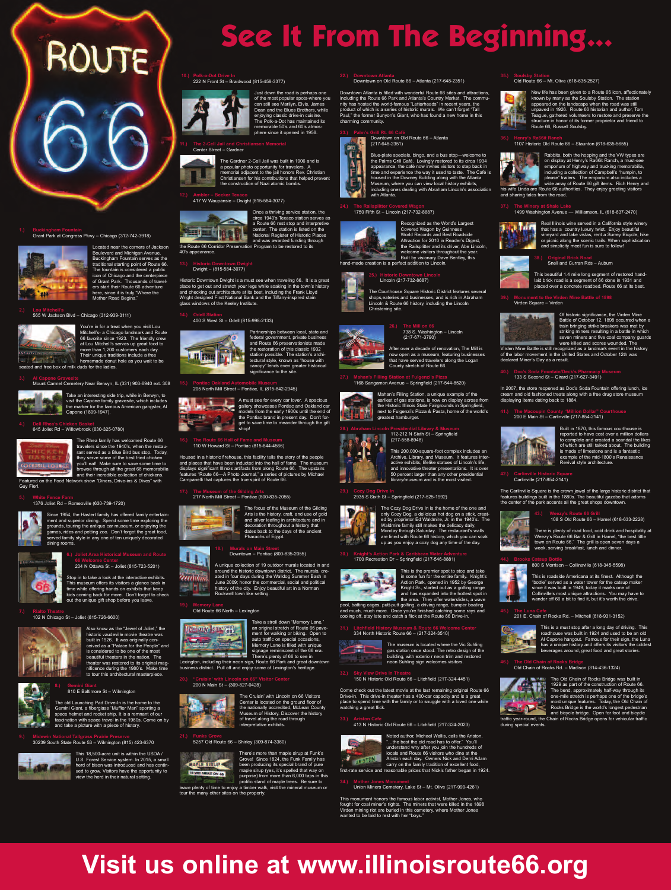# See It From The Beginning...

### 1.) Buckingham Fountain
Grant Park at Congress Pkwy – Chicago (312-742-3918)

Located near the corners of Jackson Boulevard and Michigan Avenue, Buckingham Fountain serves as the traditional starting point of Route 66. The fountain is considered a public icon of Chicago and the centerpiece of Grant Park. Thousands of travelers start their Route 66 adventure here, since it is truly "Where the Mother Road Begins."

### 2.) Lou Mitchell's
565 W Jackson Blvd – Chicago (312-939-3111)

You're in for a treat when you visit Lou Mitchell's- a Chicago landmark and Route 66 favorite since 1923. The friendly crew at Lou Mitchell's serves up great food to more than 1,200 customers each day. Their unique traditions include a free homemade donut hole as you wait to be seated and free box of milk duds for the ladies.

### 3.) Al Capone Gravesite
Mount Carmel Cemetery Near Berwyn, IL (331) 903-6940 ext. 308

Take an interesting side trip, while in Berwyn, to visit the Capone family gravesite, which includes the marker for the famous American gangster, Al Capone (1899-1947).

### 4.) Dell Rhea's Chicken Basket
645 Joliet Rd – Willowbrook (630-325-0780)

The Rhea family has welcomed Route 66 travelers since the 1940's, when the restaurant served as a Blue Bird bus stop. Today, they serve some of the best fried chicken you'll eat! Make sure to save some time to browse through all the great 66 memorabilia and their incredible collection of chickens. Featured on the Food Network show "Diners, Drive-ins & Dives" with Guy Fieri.

### 5.) White Fence Farm
1376 Joliet Rd – Romeoville (630-739-1720)

Since 1954, the Hastert family has offered family entertainment and superior dining. Spend some time exploring the grounds, touring the antique car museum, or enjoying the games, rides and petting zoo. Don't forget the great food, served family style in any one of ten uniquely decorated dining rooms.

### 6.) Joliet Area Historical Museum and Route 66 Welcome Center
204 N Ottawa St – Joliet (815-723-5201)

Stop in to take a look at the interactive exhibits. This museum offers its visitors a glance back in time while offering hands on exhibits that keep kids coming back for more. Don't forget to check out the unique gift shop before you leave.

### 7.) Rialto Theatre
102 N Chicago St – Joliet (815-726-6600)

Also know as the "Jewel of Joliet," the historic vaudeville movie theatre was built in 1926. It was originally conceived as a "Palace for the People" and is considered to be one of the most beautiful theaters in the nation. The theater was restored to its original magnificence during the 1980's. Make time to tour this architectural masterpiece.

### 8.) Gemini Giant
810 E Baltimore St – Wilmington

The old Launching Pad Drive-In is the home to the Gemini Giant, a fiberglass "Muffler Man" sporting a space helmet and rocket ship. It is a remnant of our fascination with space travel in the 1960s. Come on by and take a picture with a piece of history.

### 9.) Midewin National Tallgrass Prairie Preserve
30239 South State Route 53 – Wilmington (815) 423-6370

This 18,500-acre unit is within the USDA / U.S. Forest Service system. In 2015, a small herd of bison was introduced and has continued to grow. Visitors have the opportunity to view the herd in their natural setting.

### 10.) Polk-a-Dot Drive In
222 N Front St – Braidwood (815-458-3377)

Just down the road is perhaps one of the most popular spots-where you can still see Marilyn, Elvis, James Dean and the Blues Brothers, while enjoying classic drive-in cuisine. The Polk-a-Dot has maintained its memorable 50's and 60's atmosphere since it opened in 1956.

### 11.) The 2-Cell Jail and Christiansen Memorial
Center Street – Gardner

The Gardner 2-Cell Jail was built in 1906 and is a popular photo opportunity for travelers. A memorial adjacent to the jail honors Rev. Christian Christiansen for his contributions that helped prevent the construction of Nazi atomic bombs.

### 12.) Ambler – Becker Texaco
417 W Waupansie – Dwight (815-584-3077)

Once a thriving service station, the circa 1940's Texaco station serves as a Route 66 rest stop and interpretive center. The station is listed on the National Register of Historic Places and was awarded funding through the Route 66 Corridor Preservation Program to be restored to its 40's appearance.

### 13.) Historic Downtown Dwight
Dwight – (815-584-3077)

Historic Downtown Dwight is a must see when traveling 66. It is a great place to get out and stretch your legs while soaking in the town's history and checking out architecture at its best, including the Frank Lloyd Wright designed First National Bank and the Tiffany-inspired stain glass windows of the Keeley Institute.

### 14.) Odell Station
400 S West St – Odell (815-998-2133)

Partnerships between local, state and federal government, private business and Route 66 preservationists made the restoration of this classic 1932 station possible. The station's architectural style, known as "house with canopy" lends even greater historical significance to the site.

### 15.) Pontiac Oakland Automobile Museum
205 North Mill Street – Pontiac, IL (815-842-2345)

A must see for every car lover. A spacious gallery showcases Pontiac and Oakland car models from the early 1900s until the end of the Pontiac brand in present day. Don't forget to save time to meander through the gift shop!

### 16.) The Route 66 Hall of Fame and Museum
110 W Howard St – Pontiac (815-844-4566)

Housed in a historic firehouse, this facility tells the story of the people and places that have been inducted into the hall of fame. The museum displays significant Illinois artifacts from along Route 66. The upstairs features "Route 66—A Photo Journal," a series of pictures by Michael Campanelli that captures the true spirit of Route 66.

### 17.) The Museum of the Gilding Arts
217 North Mill Street – Pontiac (800-835-2055)

The focus of the Museum of the Gilding Arts is the history, craft, and use of gold and silver leafing in architecture and in decoration throughout a history that dates back to the days of the ancient Pharaohs of Egypt.

### 18.) Murals on Main Street
Downtown – Pontiac (800-835-2055)

A unique collection of 19 outdoor murals located in and around the historic downtown district. The murals, created in four days during the Walldog Summer Bash in June 2009; honor the commercial, social and political history of the city. Enjoy beautiful art in a Norman Rockwell town like setting.

### 19.) Memory Lane
Old Route 66 North – Lexington

Take a stroll down "Memory Lane," an original stretch of Route 66 pavement for walking or biking. Open to auto traffic on special occasions, Memory Lane is filled with unique signage reminiscent of the 66 era. There's plenty of 66 to see in Lexington, including their neon sign, Route 66 Park and great downtown business district. Pull off and enjoy some of Lexington's heritage.

### 20.) "Cruisin' with Lincoln on 66" Visitor Center
200 N Main St – (309-827-0428)

The Cruisin' with Lincoln on 66 Visitors Center is located on the ground floor of the nationally accredited, McLean County Museum of History. Discover the history of travel along the road through interpretative exhibits.

### 21.) Funks Grove
5257 Old Route 66 – Shirley (309-874-3360)

There's more than maple sirup at Funk's Grove! Since 1824, the Funk Family has been producing its special brand of pure maple sirup (yes, it's spelled that way on purpose) from more than 6,000 taps in this prolific stand of maple trees. Be sure to leave plenty of time to enjoy a timber walk, visit the mineral museum or tour the many other sites on the property.

### 22.) Downtown Atlanta
Downtown on Old Route 66 – Atlanta (217-648-2351)

Downtown Atlanta is filled with wonderful Route 66 sites and attractions, including the Route 66 Park and Atlanta's Country Market. The community has hosted the world-famous "Letterheads" in recent years, the product of which is a series of historic murals. We can't forget "Tall Paul," the former Bunyon's Giant, who has found a new home in this charming community.

### 23.) Palm's Grill Rt. 66 Café
Downtown on Old Route 66 – Atlanta (217-648-2351)

Blue-plate specials, bingo, and a bus stop—welcome to the Palms Grill Café. Lovingly restored to its circa 1934 appearance, the café now invites visitors to step back in time and experience the way it used to taste. The Café is housed in the Downey Building along with the Atlanta Museum, where you can view local history exhibits, including ones dealing with Abraham Lincoln's association with Atlanta.

### 24.) The Railsplitter Covered Wagon
1750 Fifth St – Lincoln (217-732-8687)

Recognized as the World's Largest Covered Wagon by Guinness World Records and Best Roadside Attraction for 2010 in Reader's Digest, the Railsplitter and its driver, Abe Lincoln, welcome visitors throughout the year. Built by visionary Dave Bentley, this hand-made creation is a perfect addition to Lincoln.

### 25.) Historic Downtown Lincoln
Lincoln (217-732-8687)

The Courthouse Square Historic District features several shops, eateries and businesses, and is rich in Abraham Lincoln & Route 66 history, including the Lincoln Christening site.

### 26.) The Mill on 66
738 S. Washington – Lincoln (217-671-3790)

After over a decade of renovation, The Mill is now open as a museum, featuring businesses that have served travelers along the Logan County stretch of Route 66.

### 27.) Mahan's Filling Station at Fulgenzi's Pizza
1168 Sangamon Avenue – Springfield (217-544-8520)

Mahan's Filling Station, a unique example of the earliest of gas stations, is now on display across from the Historic Illinois State Fairgrounds in Springfield, next to Fulgenzi's Pizza & Pasta, home of the world's greatest hamburger.

### 28.) Abraham Lincoln Presidential Library & Museum
112-212 N Sixth St – Springfield (217-558-8948)

This 200,000-square-foot complex includes an Archive, Library, and Museum. It features interactive exhibits, lifelike statues of Lincoln's life, and innovative theater presentations. It is over 50 percent larger than any other presidential library/museum and is the most visited.

### 29.) Cozy Dog Drive In
2935 S Sixth St – Springfield (217-525-1992)

The Cozy Dog Drive In is the home of the one and only Cozy Dog, a delicious hot dog on a stick, created by proprietor Ed Waldmire, Jr. in the 1940's. The Waldmire family still makes the delicacy daily, Monday through Saturday. The restaurant's walls are lined with Route 66 history, which you can soak up as you enjoy a cozy dog any time of the day.

### 30.) Knight's Action Park & Caribbean Water Adventure
1700 Recreation Dr – Springfield (217-546-8881)

This is the premier spot to stop and take in some fun for the entire family. Knight's Action Park, opened in 1952 by George Knight Sr., started out as a golfing range and has expanded into the hottest spot in the area. They offer waterslides, a wave pool, batting cages, putt-putt golfing, a driving range, bumper boating and much, much more. Once you're finished catching some rays and cooling off, stay late and catch a flick at the Route 66 Drive-in.

### 31.) Litchfield History Museum & Route 66 Welcome Center
334 North Historic Route 66 – (217-324-3510)

The museum is located where the Vic Suhling gas station once stood. The retro design of the building, with exterior neon trim and restored neon Suhling sign welcomes visitors.

### 32.) Sky View Drive In Theatre
150 N Historic Old Route 66 – Litchfield (217-324-4451)

Come check out the latest movie at the last remaining original Route 66 Drive-in. This drive-in theater has a 400-car capacity and is a great place to spend time with the family or to snuggle with a loved one while watching a great flick.

### 33.) Ariston Cafe
413 N Historic Old Route 66 – Litchfield (217-324-2023)

Noted author, Michael Wallis, calls the Ariston, "...the best the old road has to offer." You'll understand why after you join the hundreds of locals and Route 66 visitors who dine at the Ariston each day. Owners Nick and Demi Adam carry on the family tradition of excellent food, first-rate service and reasonable prices that Nick's father began in 1924.

### 34.) Mother Jones Monument
Union Miners Cemetery, Lake St – Mt. Olive (217-999-4261)

This monument honors the famous labor activist, Mother Jones, who fought for coal miner's rights. The miners that were killed in the 1898 Virden mining riot are buried in this cemetery, where Mother Jones wanted to be laid to rest with her "boys."

### 35.) Soulsby Station
Old Route 66 – Mt. Olive (618-635-2527)

New life has been given to a Route 66 icon, affectionately known by many as the Soulsby Station. The station appeared on the landscape when the road was still unpaved in 1926. Route 66 historian and author, Tom Teague, gathered volunteers to restore and preserve the structure in honor of its former proprietor and friend to Route 66, Russell Soulsby.

### 36.) Henry's Ra66it Ranch
1107 Historic Old Route 66 – Staunton (618-635-5655)

Rabbits, both the hopping and the VW types are on display at Henry's Ra66it Ranch, a must-see emporium of highway and trucking memorabilia, including a collection of Campbell's "humpin, to please" trailers. The emporium also includes a wide array of Route 66 gift items. Rich Henry and his wife Linda are Route 66 authorities. They enjoy greeting visitors and sharing tales from the road.

### 37.) The Winery at Shale Lake
1499 Washington Avenue — Williamson, IL (618-637-2470)

Real Illinois wine served in a California style winery that has a country luxury twist. Enjoy beautiful vineyard and lake vistas, rent a Surrey Bicycle, hike or picnic along the scenic trails. When sophistication and simplicity meet fun is sure to follow!

### 38.) Original Brick Road
Snell and Curran Rds – Auburn

This beautiful 1.4 mile long segment of restored hand-laid brick road is a segment of 66 done in 1931 and placed over a concrete roadbed. Route 66 at its best.

### 39.) Monument to the Virden Mine Battle of 1898
Virden Square – Virden

Of historic significance, the Virden Mine Battle of October 12, 1898 occurred when a train bringing strike breakers was met by striking miners resulting in a battle in which seven miners and five coal company guards were killed and scores wounded. The Virden Mine Battle is still recognized as a landmark event in the history of the labor movement in the United States and October 12th was declared Miner's Day as a result.

### 40.) Doc's Soda Fountain/Deck's Pharmacy Museum
133 S Second St – Girard (217-627-3491)

In 2007, the store reopened as Doc's Soda Fountain offering lunch, ice cream and old fashioned treats along with a free drug store museum displaying items dating back to 1884.

### 41.) The Macoupin County "Million Dollar" Courthouse
200 E Main St – Carlinville (217-854-2141)

Built in 1870, this famous courthouse is reported to have cost over a million dollars to complete and created a scandal the likes of which are still talked about. The building is made of limestone and is a fantastic example of the mid-1800's Renaissance Revival style architecture.

### 42.) Carlinville Historic Square
Carlinville (217-854-2141)

The Carlinville Square is the crown jewel of the large historic district that features buildings built in the 1880s. The beautiful gazebo that adorns the center of the park accents all the great shops downtown.

### 43.) Weezy's Route 66 Grill
108 S Old Route 66 – Hamel (618-633-2228)

There is plenty of road food, cold drink and hospitality at Weezy's Route 66 Bar & Grill in Hamel, "the best little town on Route 66." The grill is open seven days a week, serving breakfast, lunch and dinner.

### 44.) Brooks Catsup Bottle
800 S Morrison – Collinsville (618-345-5598)

This is roadside Americana at its finest. Although the "bottle" served as a water tower for the catsup maker since it was built in 1949, today it marks one of Collinville's most unique attractions. You may have to wander off 66 a bit to find it, but it's worth the drive.

### 45.) The Luna Cafe
201 E. Chain of Rocks Rd. – Mitchell (618-931-3152)

This is a must stop after a long day of driving. This roadhouse was built in 1924 and used to be an old Al Capone hangout. Famous for their sign, the Luna has a unique history and offers its visitors the coldest beverages around, great food and great stories.

### 46.) The Old Chain of Rocks Bridge
Old Chain of Rocks Rd. – Madison (314-436-1324)

The Old Chain of Rocks Bridge was built in 1929 as part of the construction of Route 66. The bend, approximately half-way through its one-mile stretch is perhaps one of the bridge's most unique features. Today, the Old Chain of Rocks Bridge is the world's longest pedestrian and bicycle bridge. Open for foot and bicycle traffic year-round, the Chain of Rocks Bridge opens for vehicular traffic during special events.

# Visit us online at www.illinoisroute66.org